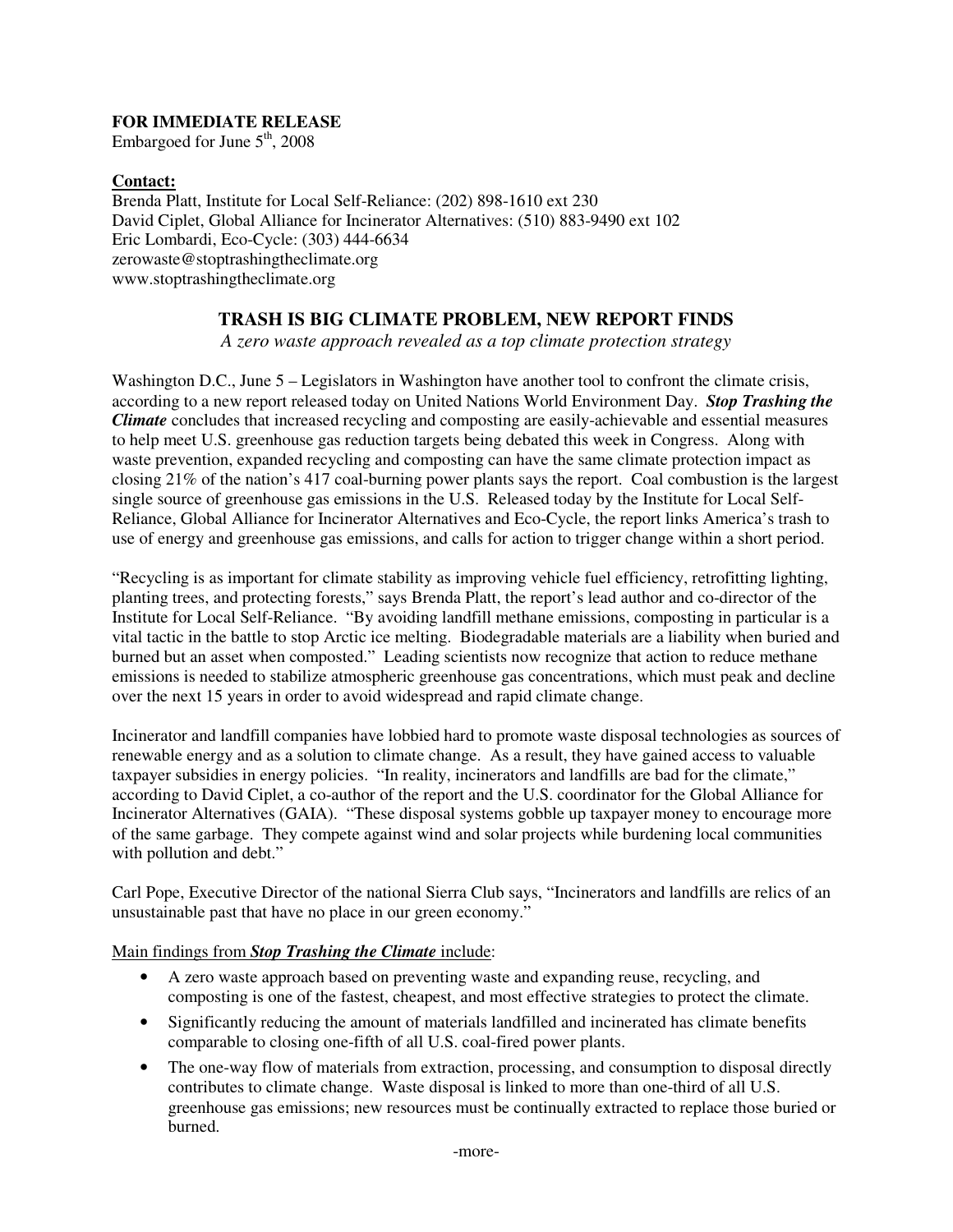**FOR IMMEDIATE RELEASE**
Embargoed for June 5th, 2008

**Contact:**
Brenda Platt, Institute for Local Self-Reliance: (202) 898-1610 ext 230
David Ciplet, Global Alliance for Incinerator Alternatives: (510) 883-9490 ext 102
Eric Lombardi, Eco-Cycle: (303) 444-6634
zerowaste@stoptrashingtheclimate.org
www.stoptrashingtheclimate.org

# TRASH IS BIG CLIMATE PROBLEM, NEW REPORT FINDS

*A zero waste approach revealed as a top climate protection strategy*

Washington D.C., June 5 – Legislators in Washington have another tool to confront the climate crisis, according to a new report released today on United Nations World Environment Day. ***Stop Trashing the Climate*** concludes that increased recycling and composting are easily-achievable and essential measures to help meet U.S. greenhouse gas reduction targets being debated this week in Congress. Along with waste prevention, expanded recycling and composting can have the same climate protection impact as closing 21% of the nation's 417 coal-burning power plants says the report. Coal combustion is the largest single source of greenhouse gas emissions in the U.S. Released today by the Institute for Local Self-Reliance, Global Alliance for Incinerator Alternatives and Eco-Cycle, the report links America's trash to use of energy and greenhouse gas emissions, and calls for action to trigger change within a short period.

"Recycling is as important for climate stability as improving vehicle fuel efficiency, retrofitting lighting, planting trees, and protecting forests," says Brenda Platt, the report's lead author and co-director of the Institute for Local Self-Reliance. "By avoiding landfill methane emissions, composting in particular is a vital tactic in the battle to stop Arctic ice melting. Biodegradable materials are a liability when buried and burned but an asset when composted." Leading scientists now recognize that action to reduce methane emissions is needed to stabilize atmospheric greenhouse gas concentrations, which must peak and decline over the next 15 years in order to avoid widespread and rapid climate change.

Incinerator and landfill companies have lobbied hard to promote waste disposal technologies as sources of renewable energy and as a solution to climate change. As a result, they have gained access to valuable taxpayer subsidies in energy policies. "In reality, incinerators and landfills are bad for the climate," according to David Ciplet, a co-author of the report and the U.S. coordinator for the Global Alliance for Incinerator Alternatives (GAIA). "These disposal systems gobble up taxpayer money to encourage more of the same garbage. They compete against wind and solar projects while burdening local communities with pollution and debt."

Carl Pope, Executive Director of the national Sierra Club says, "Incinerators and landfills are relics of an unsustainable past that have no place in our green economy."

Main findings from ***Stop Trashing the Climate*** include:

- A zero waste approach based on preventing waste and expanding reuse, recycling, and composting is one of the fastest, cheapest, and most effective strategies to protect the climate.
- Significantly reducing the amount of materials landfilled and incinerated has climate benefits comparable to closing one-fifth of all U.S. coal-fired power plants.
- The one-way flow of materials from extraction, processing, and consumption to disposal directly contributes to climate change. Waste disposal is linked to more than one-third of all U.S. greenhouse gas emissions; new resources must be continually extracted to replace those buried or burned.

-more-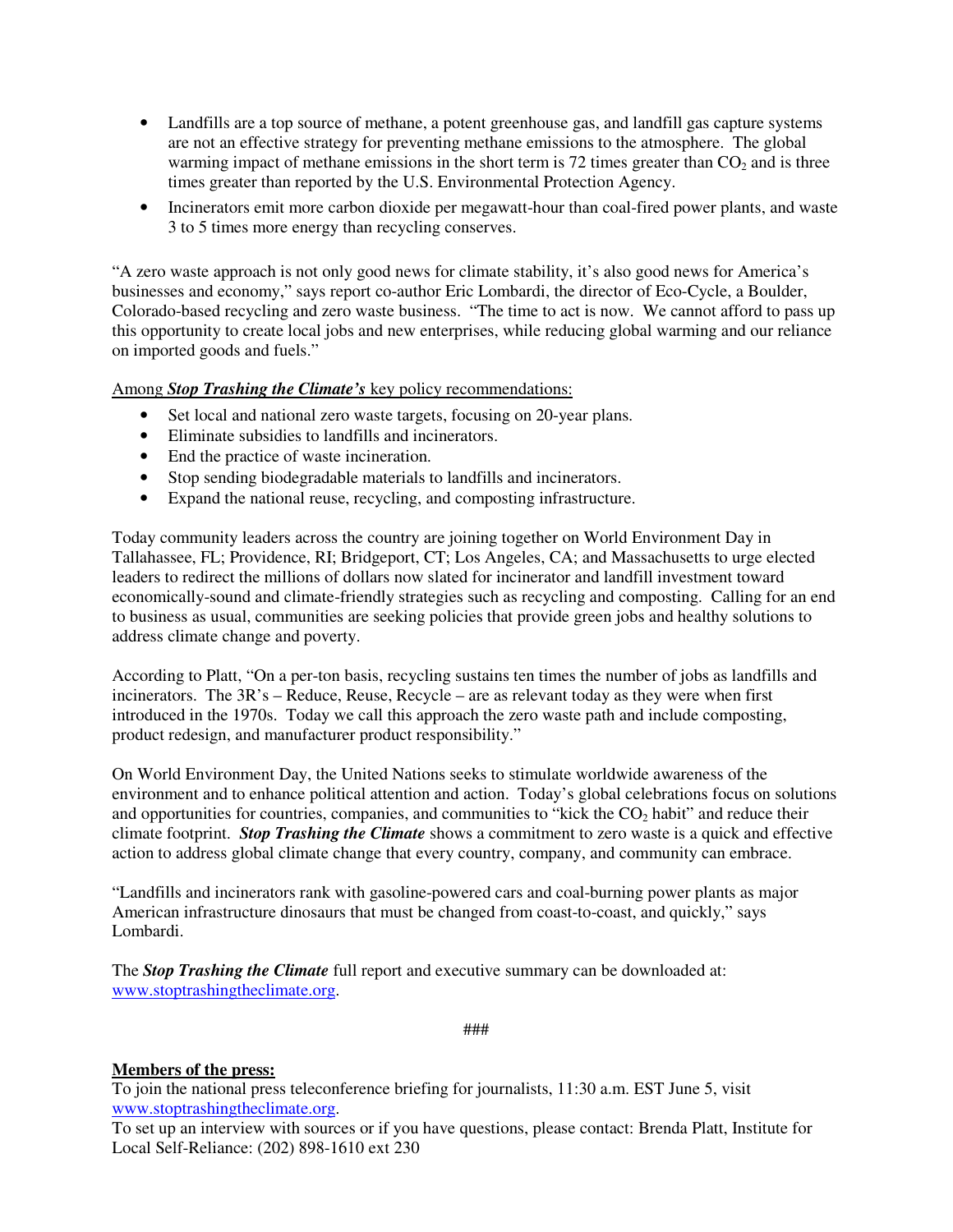- Landfills are a top source of methane, a potent greenhouse gas, and landfill gas capture systems are not an effective strategy for preventing methane emissions to the atmosphere. The global warming impact of methane emissions in the short term is 72 times greater than $CO_2$ and is three times greater than reported by the U.S. Environmental Protection Agency.
- Incinerators emit more carbon dioxide per megawatt-hour than coal-fired power plants, and waste 3 to 5 times more energy than recycling conserves.

"A zero waste approach is not only good news for climate stability, it's also good news for America's businesses and economy," says report co-author Eric Lombardi, the director of Eco-Cycle, a Boulder, Colorado-based recycling and zero waste business. "The time to act is now. We cannot afford to pass up this opportunity to create local jobs and new enterprises, while reducing global warming and our reliance on imported goods and fuels."

<u>Among ***Stop Trashing the Climate's*** key policy recommendations:</u>

- Set local and national zero waste targets, focusing on 20-year plans.
- Eliminate subsidies to landfills and incinerators.
- End the practice of waste incineration.
- Stop sending biodegradable materials to landfills and incinerators.
- Expand the national reuse, recycling, and composting infrastructure.

Today community leaders across the country are joining together on World Environment Day in Tallahassee, FL; Providence, RI; Bridgeport, CT; Los Angeles, CA; and Massachusetts to urge elected leaders to redirect the millions of dollars now slated for incinerator and landfill investment toward economically-sound and climate-friendly strategies such as recycling and composting. Calling for an end to business as usual, communities are seeking policies that provide green jobs and healthy solutions to address climate change and poverty.

According to Platt, "On a per-ton basis, recycling sustains ten times the number of jobs as landfills and incinerators. The 3R's – Reduce, Reuse, Recycle – are as relevant today as they were when first introduced in the 1970s. Today we call this approach the zero waste path and include composting, product redesign, and manufacturer product responsibility."

On World Environment Day, the United Nations seeks to stimulate worldwide awareness of the environment and to enhance political attention and action. Today's global celebrations focus on solutions and opportunities for countries, companies, and communities to "kick the $CO_2$ habit" and reduce their climate footprint. ***Stop Trashing the Climate*** shows a commitment to zero waste is a quick and effective action to address global climate change that every country, company, and community can embrace.

"Landfills and incinerators rank with gasoline-powered cars and coal-burning power plants as major American infrastructure dinosaurs that must be changed from coast-to-coast, and quickly," says Lombardi.

The ***Stop Trashing the Climate*** full report and executive summary can be downloaded at: www.stoptrashingtheclimate.org.

###

**<u>Members of the press:</u>**

To join the national press teleconference briefing for journalists, 11:30 a.m. EST June 5, visit www.stoptrashingtheclimate.org.

To set up an interview with sources or if you have questions, please contact: Brenda Platt, Institute for Local Self-Reliance: (202) 898-1610 ext 230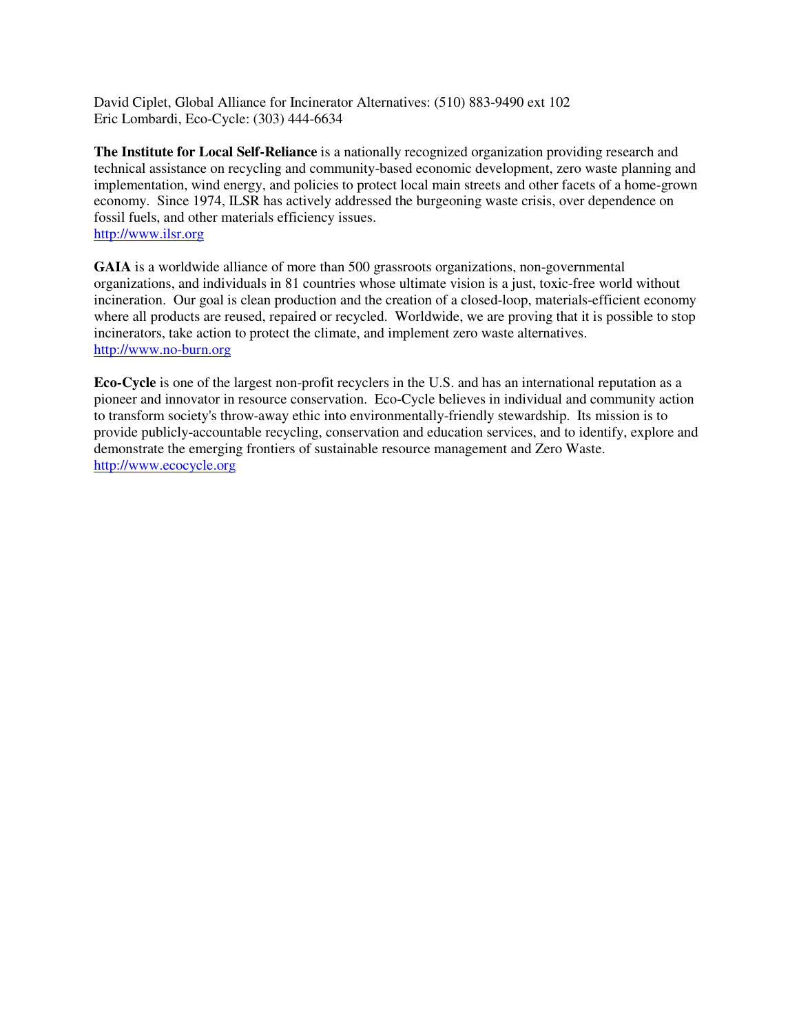David Ciplet, Global Alliance for Incinerator Alternatives: (510) 883-9490 ext 102
Eric Lombardi, Eco-Cycle: (303) 444-6634

**The Institute for Local Self-Reliance** is a nationally recognized organization providing research and technical assistance on recycling and community-based economic development, zero waste planning and implementation, wind energy, and policies to protect local main streets and other facets of a home-grown economy. Since 1974, ILSR has actively addressed the burgeoning waste crisis, over dependence on fossil fuels, and other materials efficiency issues.
http://www.ilsr.org

**GAIA** is a worldwide alliance of more than 500 grassroots organizations, non-governmental organizations, and individuals in 81 countries whose ultimate vision is a just, toxic-free world without incineration. Our goal is clean production and the creation of a closed-loop, materials-efficient economy where all products are reused, repaired or recycled. Worldwide, we are proving that it is possible to stop incinerators, take action to protect the climate, and implement zero waste alternatives.
http://www.no-burn.org

**Eco-Cycle** is one of the largest non-profit recyclers in the U.S. and has an international reputation as a pioneer and innovator in resource conservation. Eco-Cycle believes in individual and community action to transform society's throw-away ethic into environmentally-friendly stewardship. Its mission is to provide publicly-accountable recycling, conservation and education services, and to identify, explore and demonstrate the emerging frontiers of sustainable resource management and Zero Waste.
http://www.ecocycle.org